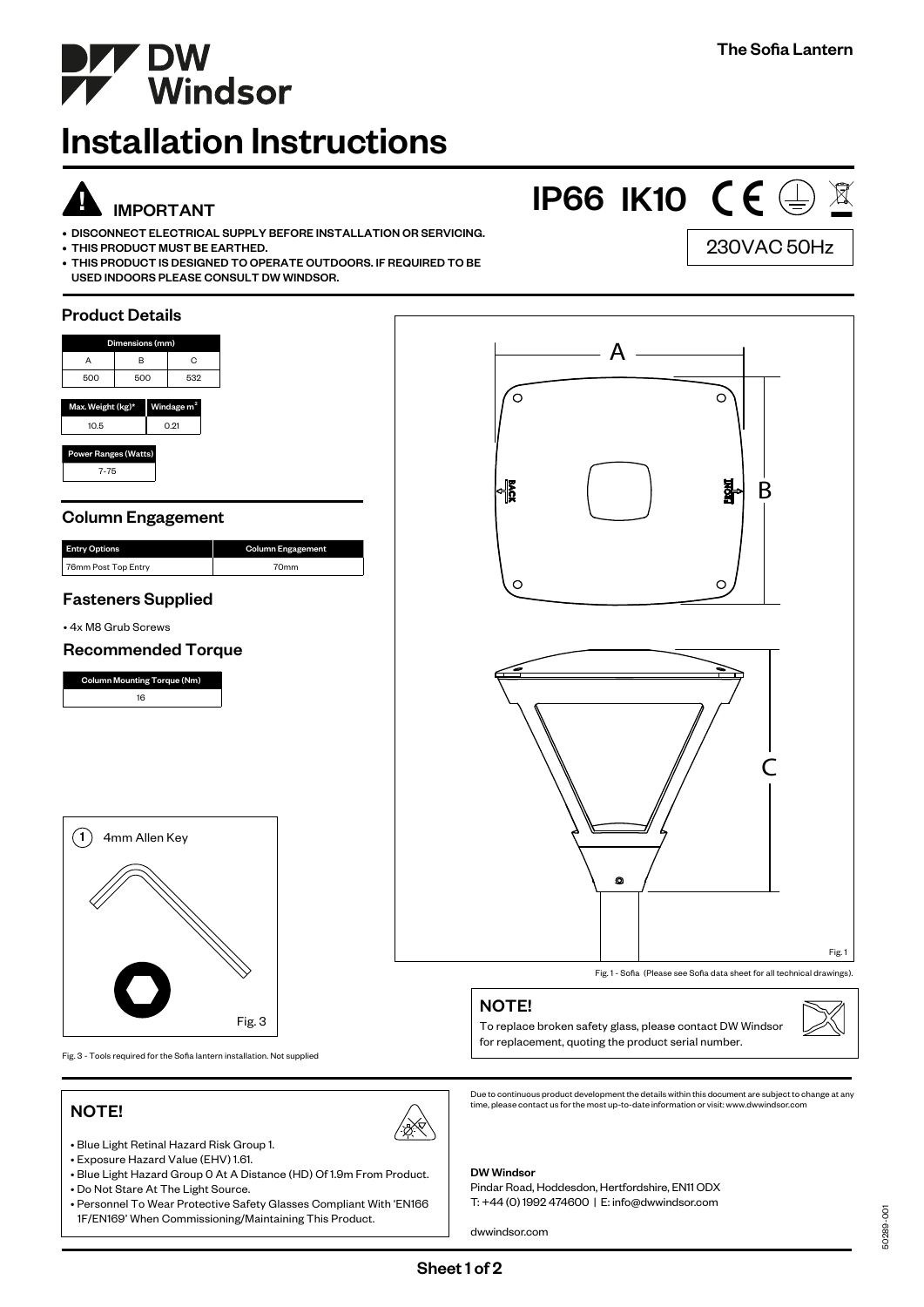# DW Windsor

The Sofia Lantern

# Installation Instructions

## IMPORTANT

- DISCONNECT ELECTRICAL SUPPLY BEFORE INSTALLATION OR SERVICING.
- THIS PRODUCT MUST BE EARTHED.
- THIS PRODUCT IS DESIGNED TO OPERATE OUTDOORS. IF REQUIRED TO BE USED INDOORS PLEASE CONSULT DW WINDSOR.

IP66 IK10

230VAC 50Hz

## Product Details

| Dimensions (mm) | | |
|---|---|---|
| A | B | C |
| 500 | 500 | 532 |

| Max. Weight (kg)* | Windage m² |
|---|---|
| 10.5 | 0.21 |

| Power Ranges (Watts) |
|---|
| 7-75 |

## Column Engagement

| Entry Options | Column Engagement |
|---|---|
| 76mm Post Top Entry | 70mm |

## Fasteners Supplied

- 4x M8 Grub Screws

## Recommended Torque

| Column Mounting Torque (Nm) |
|---|
| 16 |

A

B

C

BACK

FRONT

Fig. 1

Fig. 1 - Sofia (Please see Sofia data sheet for all technical drawings).

1 4mm Allen Key

Fig. 3

Fig. 3 - Tools required for the Sofia lantern installation. Not supplied

## NOTE!

To replace broken safety glass, please contact DW Windsor for replacement, quoting the product serial number.

## NOTE!

- Blue Light Retinal Hazard Risk Group 1.
- Exposure Hazard Value (EHV) 1.61.
- Blue Light Hazard Group 0 At A Distance (HD) Of 1.9m From Product.
- Do Not Stare At The Light Source.
- Personnel To Wear Protective Safety Glasses Compliant With 'EN166 1F/EN169' When Commissioning/Maintaining This Product.

Due to continuous product development the details within this document are subject to change at any time, please contact us for the most up-to-date information or visit: www.dwwindsor.com

**DW Windsor**
Pindar Road, Hoddesdon, Hertfordshire, EN11 0DX
T: +44 (0) 1992 474600 | E: info@dwwindsor.com

dwwindsor.com

50289-001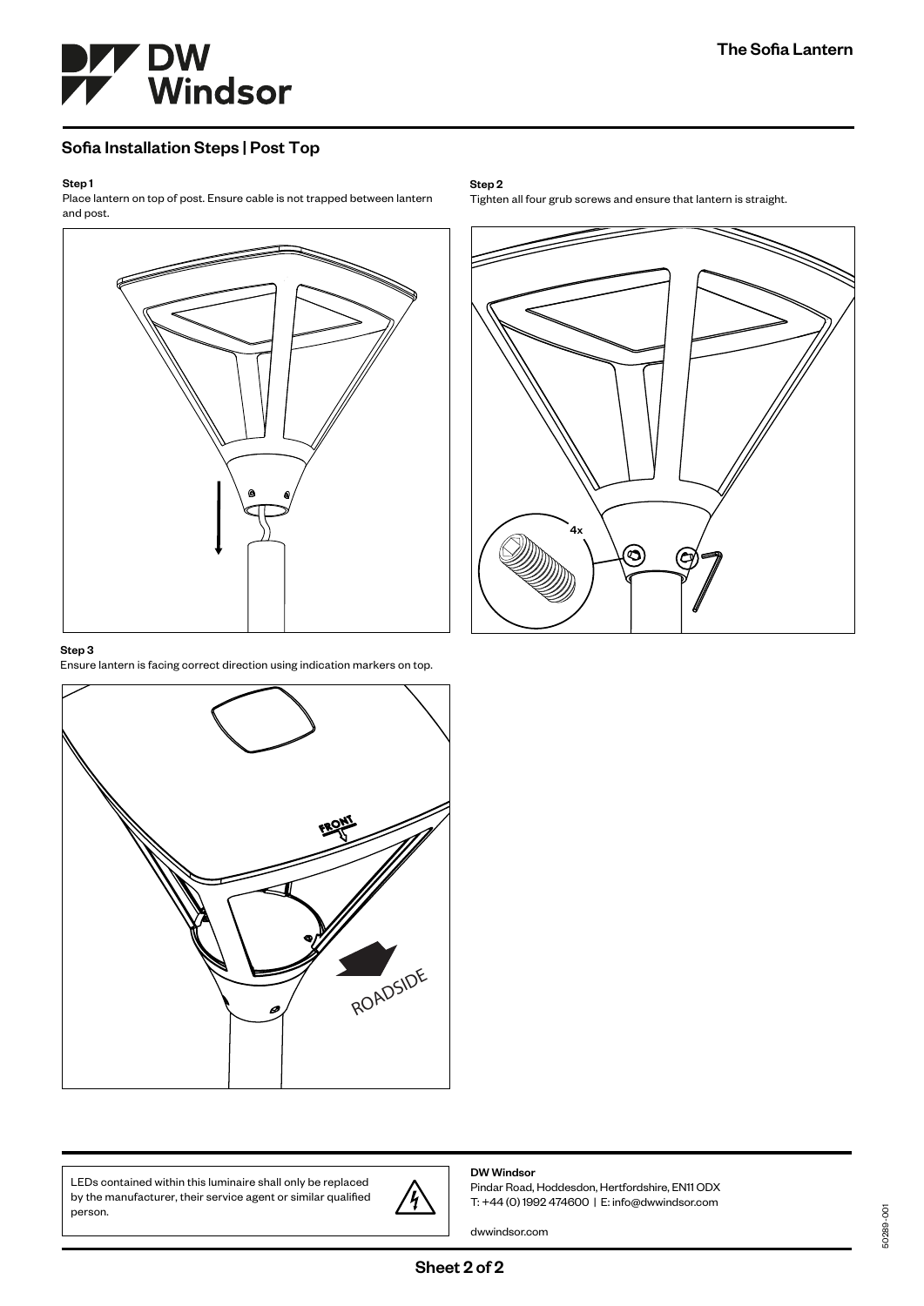# DW Windsor

**The Sofia Lantern**

## Sofia Installation Steps | Post Top

**Step 1**

Place lantern on top of post. Ensure cable is not trapped between lantern and post.

**Step 2**

Tighten all four grub screws and ensure that lantern is straight.

4x

**Step 3**

Ensure lantern is facing correct direction using indication markers on top.

FRONT

ROADSIDE

LEDs contained within this luminaire shall only be replaced by the manufacturer, their service agent or similar qualified person.

**DW Windsor**

Pindar Road, Hoddesdon, Hertfordshire, EN11 0DX

T: +44 (0) 1992 474600 | E: info@dwwindsor.com

dwwindsor.com

50289-001